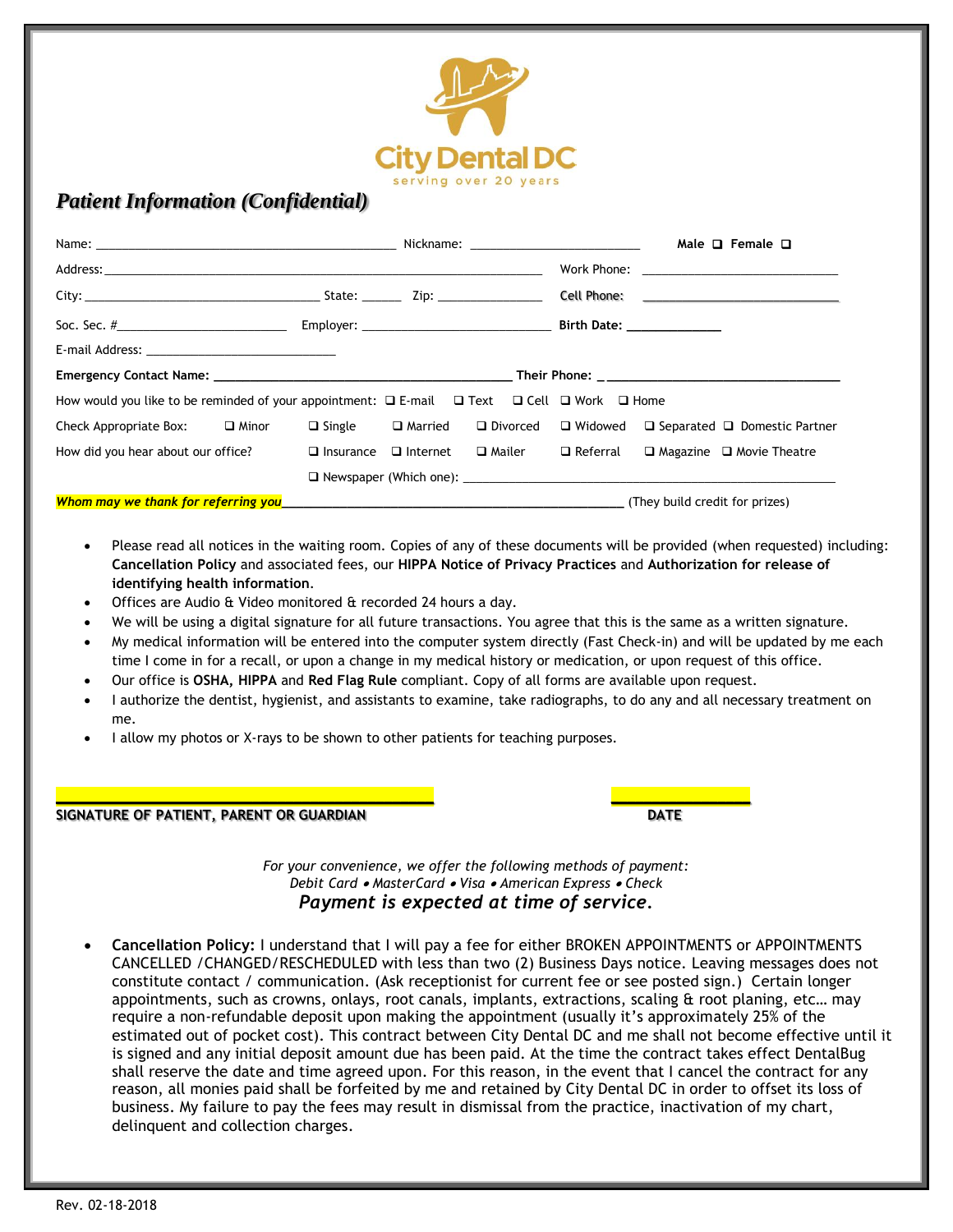City Dental DC

serving over 20 years

## *Patient Information (Confidential)*

Name: ___________________________ Nickname: ____________________ **Male ❑ Female ❑**

Address: ______________________________________________ Work Phone: ______________________

City: __________________________ State: ______ Zip: ______________ Cell Phone: ______________________

Soc. Sec. #____________________ Employer: ______________________ **Birth Date:** ____________

E-mail Address: ________________________

**Emergency Contact Name:** ________________________________ **Their Phone:** ________________________

How would you like to be reminded of your appointment: ❑ E-mail ❑ Text ❑ Cell ❑ Work ❑ Home

Check Appropriate Box: ❑ Minor ❑ Single ❑ Married ❑ Divorced ❑ Widowed ❑ Separated ❑ Domestic Partner

How did you hear about our office? ❑ Insurance ❑ Internet ❑ Mailer ❑ Referral ❑ Magazine ❑ Movie Theatre

❑ Newspaper (Which one): ______________________________________________

***Whom may we thank for referring you***________________________________________ (They build credit for prizes)

- Please read all notices in the waiting room. Copies of any of these documents will be provided (when requested) including: **Cancellation Policy** and associated fees, our **HIPPA Notice of Privacy Practices** and **Authorization for release of identifying health information**.
- Offices are Audio & Video monitored & recorded 24 hours a day.
- We will be using a digital signature for all future transactions. You agree that this is the same as a written signature.
- My medical information will be entered into the computer system directly (Fast Check-in) and will be updated by me each time I come in for a recall, or upon a change in my medical history or medication, or upon request of this office.
- Our office is **OSHA, HIPPA** and **Red Flag Rule** compliant. Copy of all forms are available upon request.
- I authorize the dentist, hygienist, and assistants to examine, take radiographs, to do any and all necessary treatment on me.
- I allow my photos or X-rays to be shown to other patients for teaching purposes.

________________________________________ ______________

**SIGNATURE OF PATIENT, PARENT OR GUARDIAN** **DATE**

*For your convenience, we offer the following methods of payment:*
*Debit Card • MasterCard • Visa • American Express • Check*

***Payment is expected at time of service.***

- **Cancellation Policy:** I understand that I will pay a fee for either BROKEN APPOINTMENTS or APPOINTMENTS CANCELLED /CHANGED/RESCHEDULED with less than two (2) Business Days notice. Leaving messages does not constitute contact / communication. (Ask receptionist for current fee or see posted sign.) Certain longer appointments, such as crowns, onlays, root canals, implants, extractions, scaling & root planing, etc… may require a non-refundable deposit upon making the appointment (usually it's approximately 25% of the estimated out of pocket cost). This contract between City Dental DC and me shall not become effective until it is signed and any initial deposit amount due has been paid. At the time the contract takes effect DentalBug shall reserve the date and time agreed upon. For this reason, in the event that I cancel the contract for any reason, all monies paid shall be forfeited by me and retained by City Dental DC in order to offset its loss of business. My failure to pay the fees may result in dismissal from the practice, inactivation of my chart, delinquent and collection charges.

Rev. 02-18-2018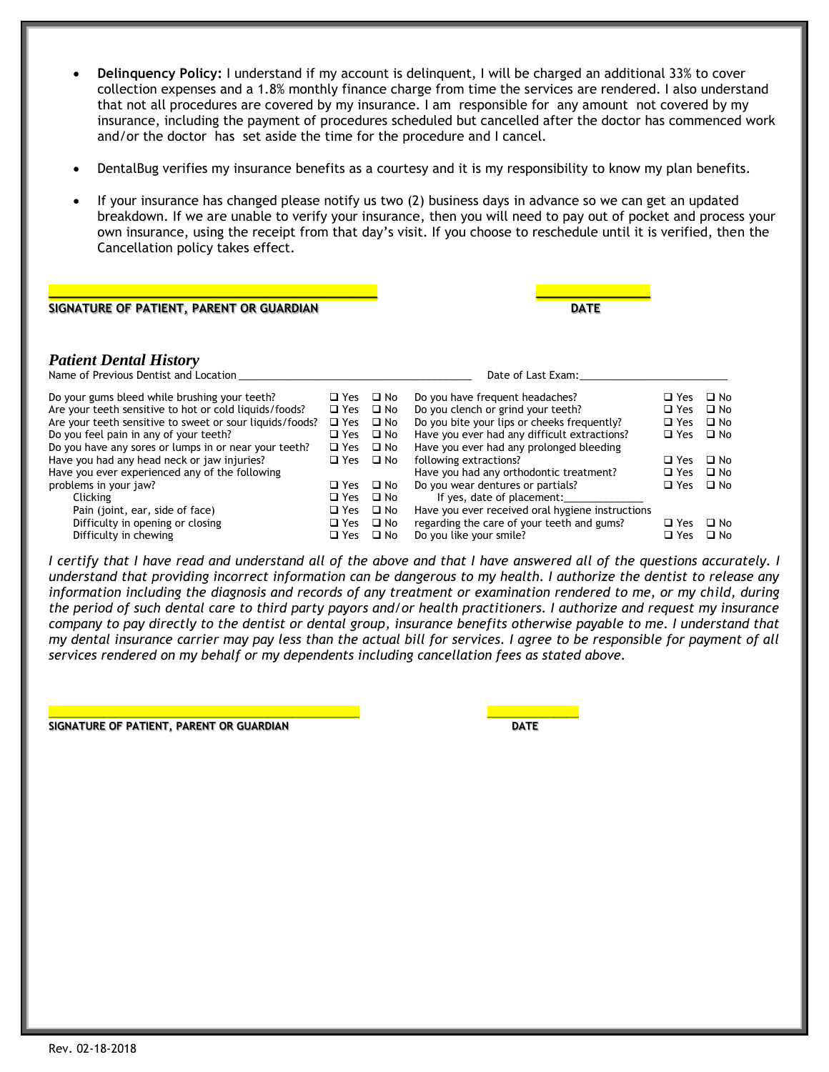- **Delinquency Policy:** I understand if my account is delinquent, I will be charged an additional 33% to cover collection expenses and a 1.8% monthly finance charge from time the services are rendered. I also understand that not all procedures are covered by my insurance. I am responsible for any amount not covered by my insurance, including the payment of procedures scheduled but cancelled after the doctor has commenced work and/or the doctor has set aside the time for the procedure and I cancel.

- DentalBug verifies my insurance benefits as a courtesy and it is my responsibility to know my plan benefits.

- If your insurance has changed please notify us two (2) business days in advance so we can get an updated breakdown. If we are unable to verify your insurance, then you will need to pay out of pocket and process your own insurance, using the receipt from that day's visit. If you choose to reschedule until it is verified, then the Cancellation policy takes effect.

\_\_\_\_\_\_\_\_\_\_\_\_\_\_\_\_\_\_\_\_\_\_\_\_\_\_\_\_\_\_\_\_\_\_\_\_\_\_\_\_ \_\_\_\_\_\_\_\_\_\_\_\_\_\_

**SIGNATURE OF PATIENT, PARENT OR GUARDIAN** **DATE**

## *Patient Dental History*

Name of Previous Dentist and Location \_\_\_\_\_\_\_\_\_\_\_\_\_\_\_\_\_\_\_\_\_\_\_\_\_\_\_\_\_\_\_\_\_\_\_\_\_\_\_\_ Date of Last Exam:\_\_\_\_\_\_\_\_\_\_\_\_\_\_\_\_\_\_\_\_\_\_\_\_\_\_

| | | |
|---|---|---|
| Do your gums bleed while brushing your teeth? | ❑ Yes | ❑ No |
| Are your teeth sensitive to hot or cold liquids/foods? | ❑ Yes | ❑ No |
| Are your teeth sensitive to sweet or sour liquids/foods? | ❑ Yes | ❑ No |
| Do you feel pain in any of your teeth? | ❑ Yes | ❑ No |
| Do you have any sores or lumps in or near your teeth? | ❑ Yes | ❑ No |
| Have you had any head neck or jaw injuries? | ❑ Yes | ❑ No |
| Have you ever experienced any of the following problems in your jaw? | ❑ Yes | ❑ No |
| Clicking | ❑ Yes | ❑ No |
| Pain (joint, ear, side of face) | ❑ Yes | ❑ No |
| Difficulty in opening or closing | ❑ Yes | ❑ No |
| Difficulty in chewing | ❑ Yes | ❑ No |
| Do you have frequent headaches? | ❑ Yes | ❑ No |
| Do you clench or grind your teeth? | ❑ Yes | ❑ No |
| Do you bite your lips or cheeks frequently? | ❑ Yes | ❑ No |
| Have you ever had any difficult extractions? | ❑ Yes | ❑ No |
| Have you ever had any prolonged bleeding following extractions? | ❑ Yes | ❑ No |
| Have you had any orthodontic treatment? | ❑ Yes | ❑ No |
| Do you wear dentures or partials? | ❑ Yes | ❑ No |
| If yes, date of placement:\_\_\_\_\_\_\_\_\_\_\_\_\_\_ | | |
| Have you ever received oral hygiene instructions regarding the care of your teeth and gums? | ❑ Yes | ❑ No |
| Do you like your smile? | ❑ Yes | ❑ No |

*I certify that I have read and understand all of the above and that I have answered all of the questions accurately. I understand that providing incorrect information can be dangerous to my health. I authorize the dentist to release any information including the diagnosis and records of any treatment or examination rendered to me, or my child, during the period of such dental care to third party payors and/or health practitioners. I authorize and request my insurance company to pay directly to the dentist or dental group, insurance benefits otherwise payable to me. I understand that my dental insurance carrier may pay less than the actual bill for services. I agree to be responsible for payment of all services rendered on my behalf or my dependents including cancellation fees as stated above.*

\_\_\_\_\_\_\_\_\_\_\_\_\_\_\_\_\_\_\_\_\_\_\_\_\_\_\_\_\_\_\_\_\_\_\_\_\_\_\_\_ \_\_\_\_\_\_\_\_\_\_\_\_\_\_

**SIGNATURE OF PATIENT, PARENT OR GUARDIAN** **DATE**

Rev. 02-18-2018